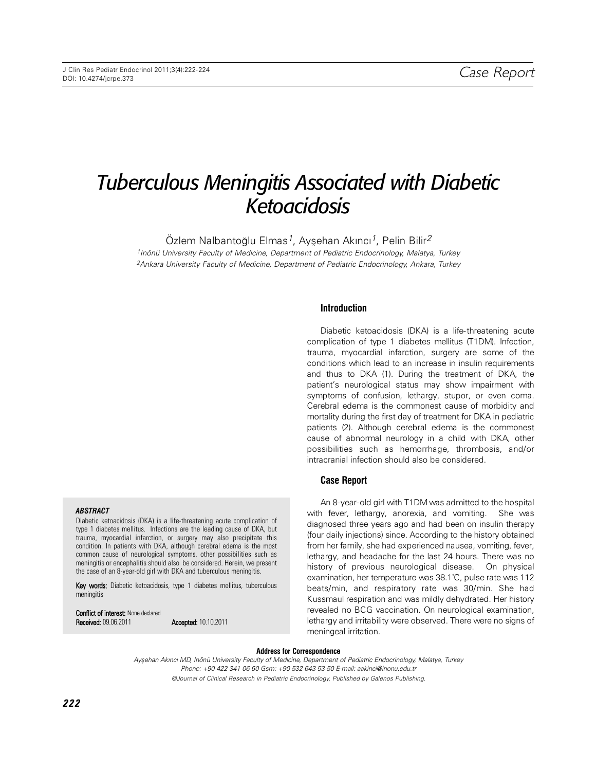Case Report

# Tuberculous Meningitis Associated with Diabetic Ketoacidosis

Özlem Nalbantoğlu Elmas[1], Ayşehan Akıncı[1], Pelin Bilir[2]

[1]*İnönü University Faculty of Medicine, Department of Pediatric Endocrinology, Malatya, Turkey*
[2]*Ankara University Faculty of Medicine, Department of Pediatric Endocrinology, Ankara, Turkey*

### ***ABSTRACT***

Diabetic ketoacidosis (DKA) is a life-threatening acute complication of type 1 diabetes mellitus. Infections are the leading cause of DKA, but trauma, myocardial infarction, or surgery may also precipitate this condition. In patients with DKA, although cerebral edema is the most common cause of neurological symptoms, other possibilities such as meningitis or encephalitis should also be considered. Herein, we present the case of an 8-year-old girl with DKA and tuberculous meningitis.

**Key words:** Diabetic ketoacidosis, type 1 diabetes mellitus, tuberculous meningitis

**Conflict of interest:** None declared
**Received:** 09.06.2011 **Accepted:** 10.10.2011

## Introduction

Diabetic ketoacidosis (DKA) is a life-threatening acute complication of type 1 diabetes mellitus (T1DM). Infection, trauma, myocardial infarction, surgery are some of the conditions which lead to an increase in insulin requirements and thus to DKA (1). During the treatment of DKA, the patient's neurological status may show impairment with symptoms of confusion, lethargy, stupor, or even coma. Cerebral edema is the commonest cause of morbidity and mortality during the first day of treatment for DKA in pediatric patients (2). Although cerebral edema is the commonest cause of abnormal neurology in a child with DKA, other possibilities such as hemorrhage, thrombosis, and/or intracranial infection should also be considered.

## Case Report

An 8-year-old girl with T1DM was admitted to the hospital with fever, lethargy, anorexia, and vomiting. She was diagnosed three years ago and had been on insulin therapy (four daily injections) since. According to the history obtained from her family, she had experienced nausea, vomiting, fever, lethargy, and headache for the last 24 hours. There was no history of previous neurological disease. On physical examination, her temperature was 38.1°C, pulse rate was 112 beats/min, and respiratory rate was 30/min. She had Kussmaul respiration and was mildly dehydrated. Her history revealed no BCG vaccination. On neurological examination, lethargy and irritability were observed. There were no signs of meningeal irritation.

**Address for Correspondence**

*Ayşehan Akıncı MD, İnönü University Faculty of Medicine, Department of Pediatric Endocrinology, Malatya, Turkey*
*Phone: +90 422 341 06 60 Gsm: +90 532 643 53 50 E-mail: aakinci@inonu.edu.tr*
*©Journal of Clinical Research in Pediatric Endocrinology, Published by Galenos Publishing.*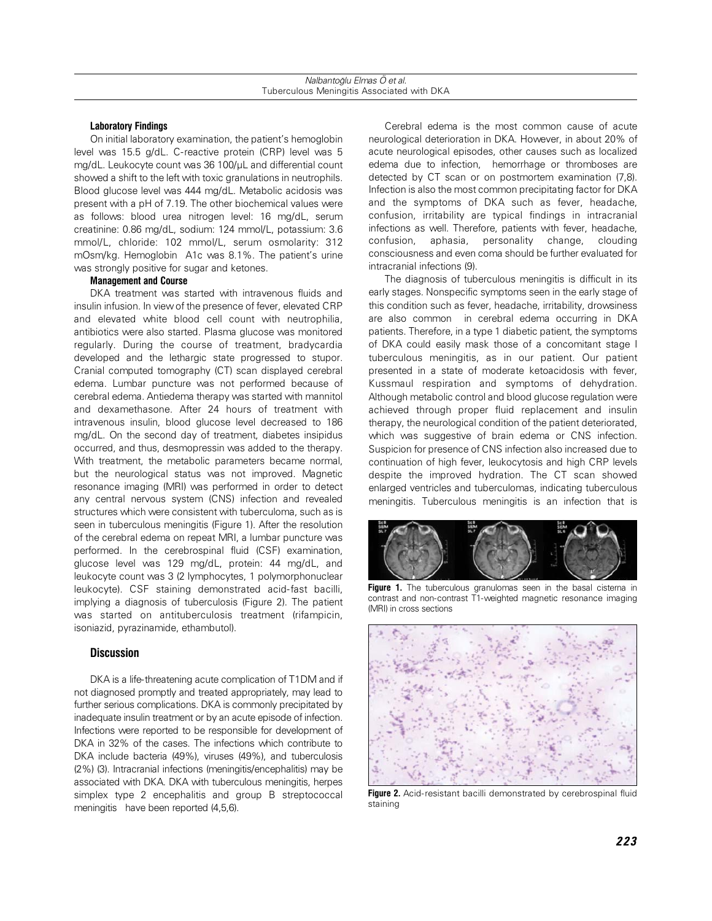### Laboratory Findings

On initial laboratory examination, the patient's hemoglobin level was 15.5 g/dL. C-reactive protein (CRP) level was 5 mg/dL. Leukocyte count was 36 100/μL and differential count showed a shift to the left with toxic granulations in neutrophils. Blood glucose level was 444 mg/dL. Metabolic acidosis was present with a pH of 7.19. The other biochemical values were as follows: blood urea nitrogen level: 16 mg/dL, serum creatinine: 0.86 mg/dL, sodium: 124 mmol/L, potassium: 3.6 mmol/L, chloride: 102 mmol/L, serum osmolarity: 312 mOsm/kg. Hemoglobin A1c was 8.1%. The patient's urine was strongly positive for sugar and ketones.

### Management and Course

DKA treatment was started with intravenous fluids and insulin infusion. In view of the presence of fever, elevated CRP and elevated white blood cell count with neutrophilia, antibiotics were also started. Plasma glucose was monitored regularly. During the course of treatment, bradycardia developed and the lethargic state progressed to stupor. Cranial computed tomography (CT) scan displayed cerebral edema. Lumbar puncture was not performed because of cerebral edema. Antiedema therapy was started with mannitol and dexamethasone. After 24 hours of treatment with intravenous insulin, blood glucose level decreased to 186 mg/dL. On the second day of treatment, diabetes insipidus occurred, and thus, desmopressin was added to the therapy. With treatment, the metabolic parameters became normal, but the neurological status was not improved. Magnetic resonance imaging (MRI) was performed in order to detect any central nervous system (CNS) infection and revealed structures which were consistent with tuberculoma, such as is seen in tuberculous meningitis (Figure 1). After the resolution of the cerebral edema on repeat MRI, a lumbar puncture was performed. In the cerebrospinal fluid (CSF) examination, glucose level was 129 mg/dL, protein: 44 mg/dL, and leukocyte count was 3 (2 lymphocytes, 1 polymorphonuclear leukocyte). CSF staining demonstrated acid-fast bacilli, implying a diagnosis of tuberculosis (Figure 2). The patient was started on antituberculosis treatment (rifampicin, isoniazid, pyrazinamide, ethambutol).

## Discussion

DKA is a life-threatening acute complication of T1DM and if not diagnosed promptly and treated appropriately, may lead to further serious complications. DKA is commonly precipitated by inadequate insulin treatment or by an acute episode of infection. Infections were reported to be responsible for development of DKA in 32% of the cases. The infections which contribute to DKA include bacteria (49%), viruses (49%), and tuberculosis (2%) (3). Intracranial infections (meningitis/encephalitis) may be associated with DKA. DKA with tuberculous meningitis, herpes simplex type 2 encephalitis and group B streptococcal meningitis have been reported (4,5,6).

Cerebral edema is the most common cause of acute neurological deterioration in DKA. However, in about 20% of acute neurological episodes, other causes such as localized edema due to infection, hemorrhage or thromboses are detected by CT scan or on postmortem examination (7,8). Infection is also the most common precipitating factor for DKA and the symptoms of DKA such as fever, headache, confusion, irritability are typical findings in intracranial infections as well. Therefore, patients with fever, headache, confusion, aphasia, personality change, clouding consciousness and even coma should be further evaluated for intracranial infections (9).

The diagnosis of tuberculous meningitis is difficult in its early stages. Nonspecific symptoms seen in the early stage of this condition such as fever, headache, irritability, drowsiness are also common in cerebral edema occurring in DKA patients. Therefore, in a type 1 diabetic patient, the symptoms of DKA could easily mask those of a concomitant stage I tuberculous meningitis, as in our patient. Our patient presented in a state of moderate ketoacidosis with fever, Kussmaul respiration and symptoms of dehydration. Although metabolic control and blood glucose regulation were achieved through proper fluid replacement and insulin therapy, the neurological condition of the patient deteriorated, which was suggestive of brain edema or CNS infection. Suspicion for presence of CNS infection also increased due to continuation of high fever, leukocytosis and high CRP levels despite the improved hydration. The CT scan showed enlarged ventricles and tuberculomas, indicating tuberculous meningitis. Tuberculous meningitis is an infection that is

**Figure 1.** The tuberculous granulomas seen in the basal cisterna in contrast and non-contrast T1-weighted magnetic resonance imaging (MRI) in cross sections

**Figure 2.** Acid-resistant bacilli demonstrated by cerebrospinal fluid staining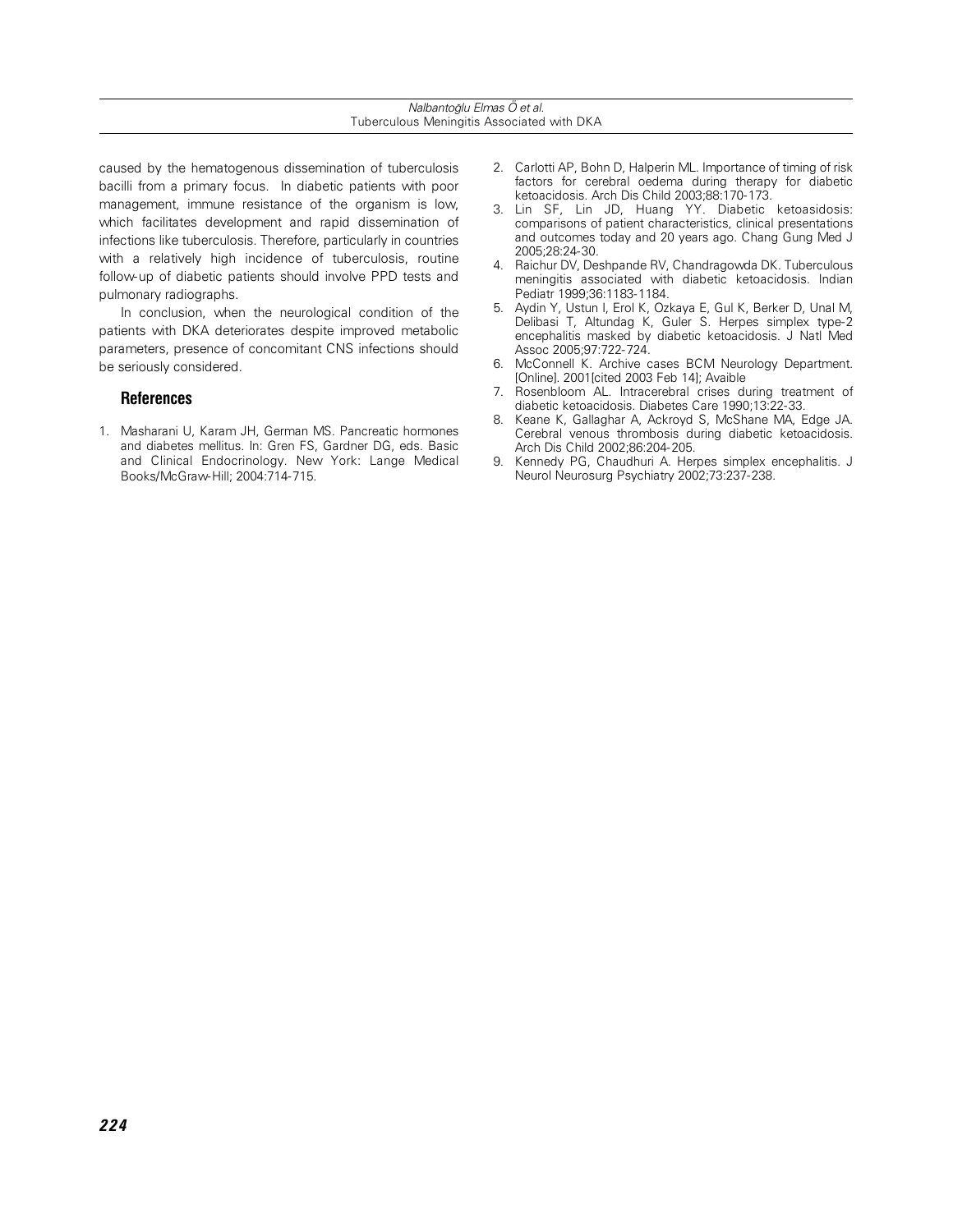caused by the hematogenous dissemination of tuberculosis bacilli from a primary focus. In diabetic patients with poor management, immune resistance of the organism is low, which facilitates development and rapid dissemination of infections like tuberculosis. Therefore, particularly in countries with a relatively high incidence of tuberculosis, routine follow-up of diabetic patients should involve PPD tests and pulmonary radiographs.

In conclusion, when the neurological condition of the patients with DKA deteriorates despite improved metabolic parameters, presence of concomitant CNS infections should be seriously considered.

## References

1. Masharani U, Karam JH, German MS. Pancreatic hormones and diabetes mellitus. In: Gren FS, Gardner DG, eds. Basic and Clinical Endocrinology. New York: Lange Medical Books/McGraw-Hill; 2004:714-715.
2. Carlotti AP, Bohn D, Halperin ML. Importance of timing of risk factors for cerebral oedema during therapy for diabetic ketoacidosis. Arch Dis Child 2003;88:170-173.
3. Lin SF, Lin JD, Huang YY. Diabetic ketoasidosis: comparisons of patient characteristics, clinical presentations and outcomes today and 20 years ago. Chang Gung Med J 2005;28:24-30.
4. Raichur DV, Deshpande RV, Chandragowda DK. Tuberculous meningitis associated with diabetic ketoacidosis. Indian Pediatr 1999;36:1183-1184.
5. Aydin Y, Ustun I, Erol K, Ozkaya E, Gul K, Berker D, Unal M, Delibasi T, Altundag K, Guler S. Herpes simplex type-2 encephalitis masked by diabetic ketoacidosis. J Natl Med Assoc 2005;97:722-724.
6. McConnell K. Archive cases BCM Neurology Department. [Online]. 2001[cited 2003 Feb 14]; Avaible
7. Rosenbloom AL. Intracerebral crises during treatment of diabetic ketoacidosis. Diabetes Care 1990;13:22-33.
8. Keane K, Gallaghar A, Ackroyd S, McShane MA, Edge JA. Cerebral venous thrombosis during diabetic ketoacidosis. Arch Dis Child 2002;86:204-205.
9. Kennedy PG, Chaudhuri A. Herpes simplex encephalitis. J Neurol Neurosurg Psychiatry 2002;73:237-238.